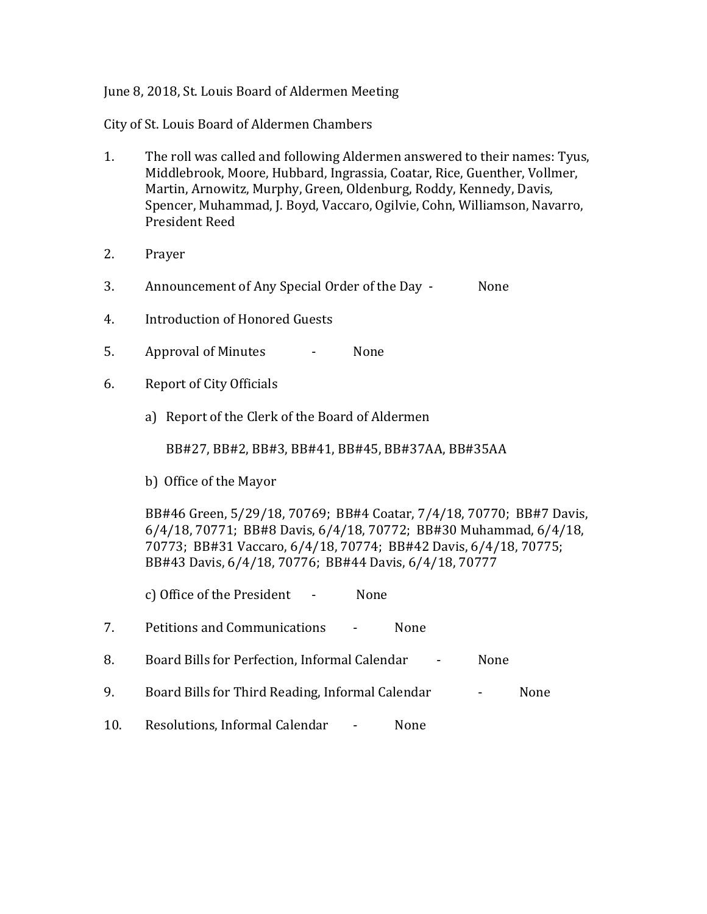June 8, 2018, St. Louis Board of Aldermen Meeting

City of St. Louis Board of Aldermen Chambers

1. The roll was called and following Aldermen answered to their names: Tyus, Middlebrook, Moore, Hubbard, Ingrassia, Coatar, Rice, Guenther, Vollmer, Martin, Arnowitz, Murphy, Green, Oldenburg, Roddy, Kennedy, Davis, Spencer, Muhammad, J. Boyd, Vaccaro, Ogilvie, Cohn, Williamson, Navarro, President Reed

2. Prayer

3. Announcement of Any Special Order of the Day - None

4. Introduction of Honored Guests

5. Approval of Minutes - None

6. Report of City Officials

   a) Report of the Clerk of the Board of Aldermen

      BB#27, BB#2, BB#3, BB#41, BB#45, BB#37AA, BB#35AA

   b) Office of the Mayor

   BB#46 Green, 5/29/18, 70769; BB#4 Coatar, 7/4/18, 70770; BB#7 Davis, 6/4/18, 70771; BB#8 Davis, 6/4/18, 70772; BB#30 Muhammad, 6/4/18, 70773; BB#31 Vaccaro, 6/4/18, 70774; BB#42 Davis, 6/4/18, 70775; BB#43 Davis, 6/4/18, 70776; BB#44 Davis, 6/4/18, 70777

   c) Office of the President - None

7. Petitions and Communications - None

8. Board Bills for Perfection, Informal Calendar - None

9. Board Bills for Third Reading, Informal Calendar - None

10. Resolutions, Informal Calendar - None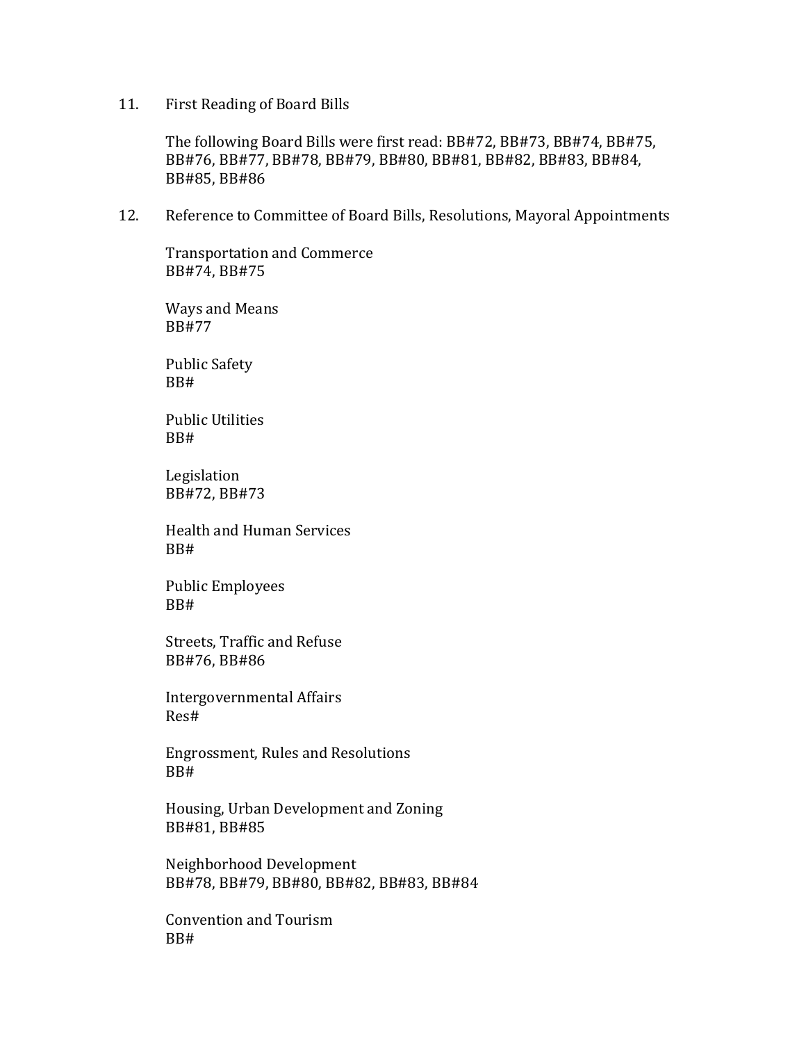11. First Reading of Board Bills

    The following Board Bills were first read: BB#72, BB#73, BB#74, BB#75, BB#76, BB#77, BB#78, BB#79, BB#80, BB#81, BB#82, BB#83, BB#84, BB#85, BB#86

12. Reference to Committee of Board Bills, Resolutions, Mayoral Appointments

    Transportation and Commerce
    BB#74, BB#75

    Ways and Means
    BB#77

    Public Safety
    BB#

    Public Utilities
    BB#

    Legislation
    BB#72, BB#73

    Health and Human Services
    BB#

    Public Employees
    BB#

    Streets, Traffic and Refuse
    BB#76, BB#86

    Intergovernmental Affairs
    Res#

    Engrossment, Rules and Resolutions
    BB#

    Housing, Urban Development and Zoning
    BB#81, BB#85

    Neighborhood Development
    BB#78, BB#79, BB#80, BB#82, BB#83, BB#84

    Convention and Tourism
    BB#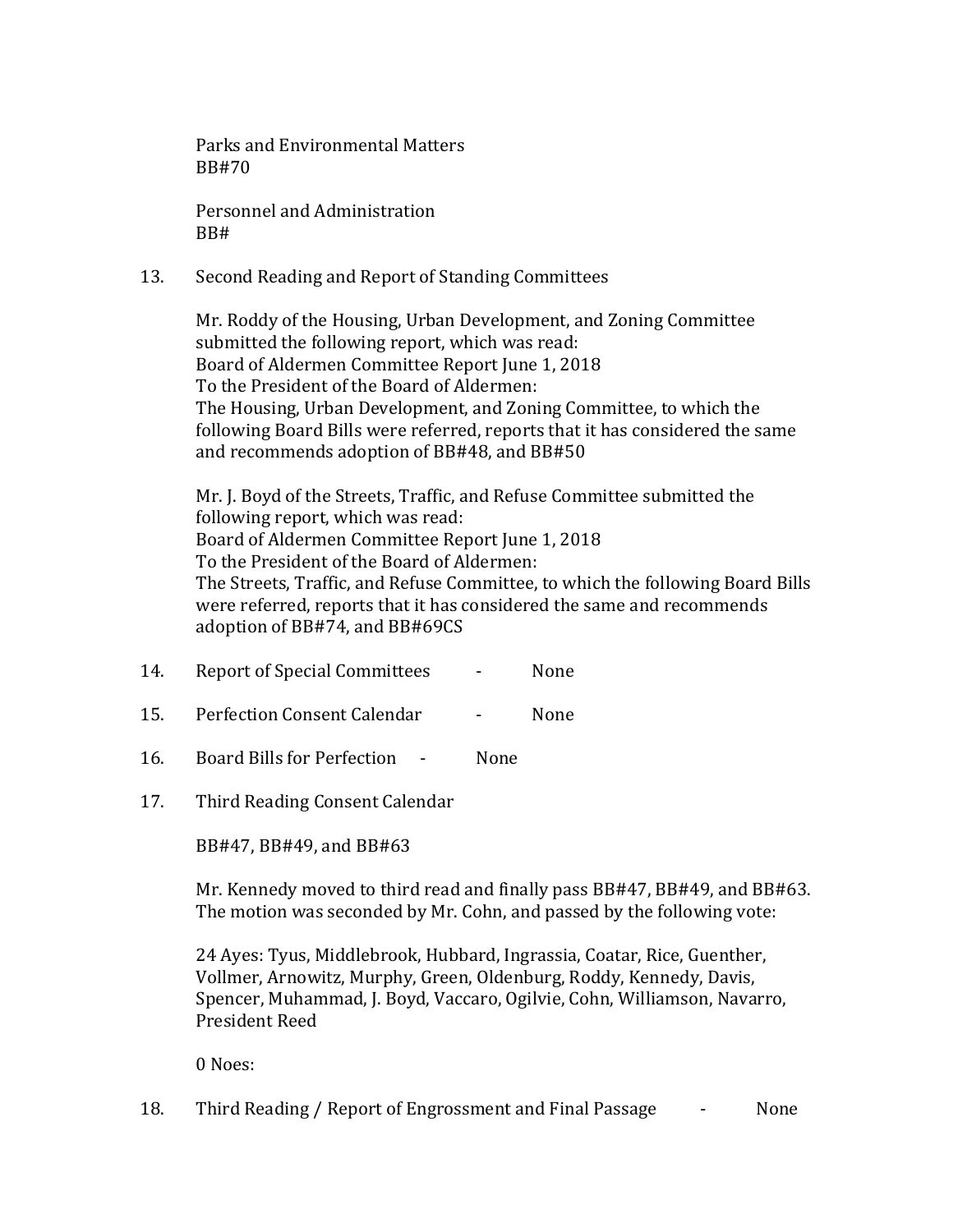Parks and Environmental Matters
BB#70

Personnel and Administration
BB#

13. Second Reading and Report of Standing Committees

    Mr. Roddy of the Housing, Urban Development, and Zoning Committee submitted the following report, which was read:
    Board of Aldermen Committee Report June 1, 2018
    To the President of the Board of Aldermen:
    The Housing, Urban Development, and Zoning Committee, to which the following Board Bills were referred, reports that it has considered the same and recommends adoption of BB#48, and BB#50

    Mr. J. Boyd of the Streets, Traffic, and Refuse Committee submitted the following report, which was read:
    Board of Aldermen Committee Report June 1, 2018
    To the President of the Board of Aldermen:
    The Streets, Traffic, and Refuse Committee, to which the following Board Bills were referred, reports that it has considered the same and recommends adoption of BB#74, and BB#69CS

14. Report of Special Committees - None

15. Perfection Consent Calendar - None

16. Board Bills for Perfection - None

17. Third Reading Consent Calendar

    BB#47, BB#49, and BB#63

    Mr. Kennedy moved to third read and finally pass BB#47, BB#49, and BB#63. The motion was seconded by Mr. Cohn, and passed by the following vote:

    24 Ayes: Tyus, Middlebrook, Hubbard, Ingrassia, Coatar, Rice, Guenther, Vollmer, Arnowitz, Murphy, Green, Oldenburg, Roddy, Kennedy, Davis, Spencer, Muhammad, J. Boyd, Vaccaro, Ogilvie, Cohn, Williamson, Navarro, President Reed

    0 Noes:

18. Third Reading / Report of Engrossment and Final Passage - None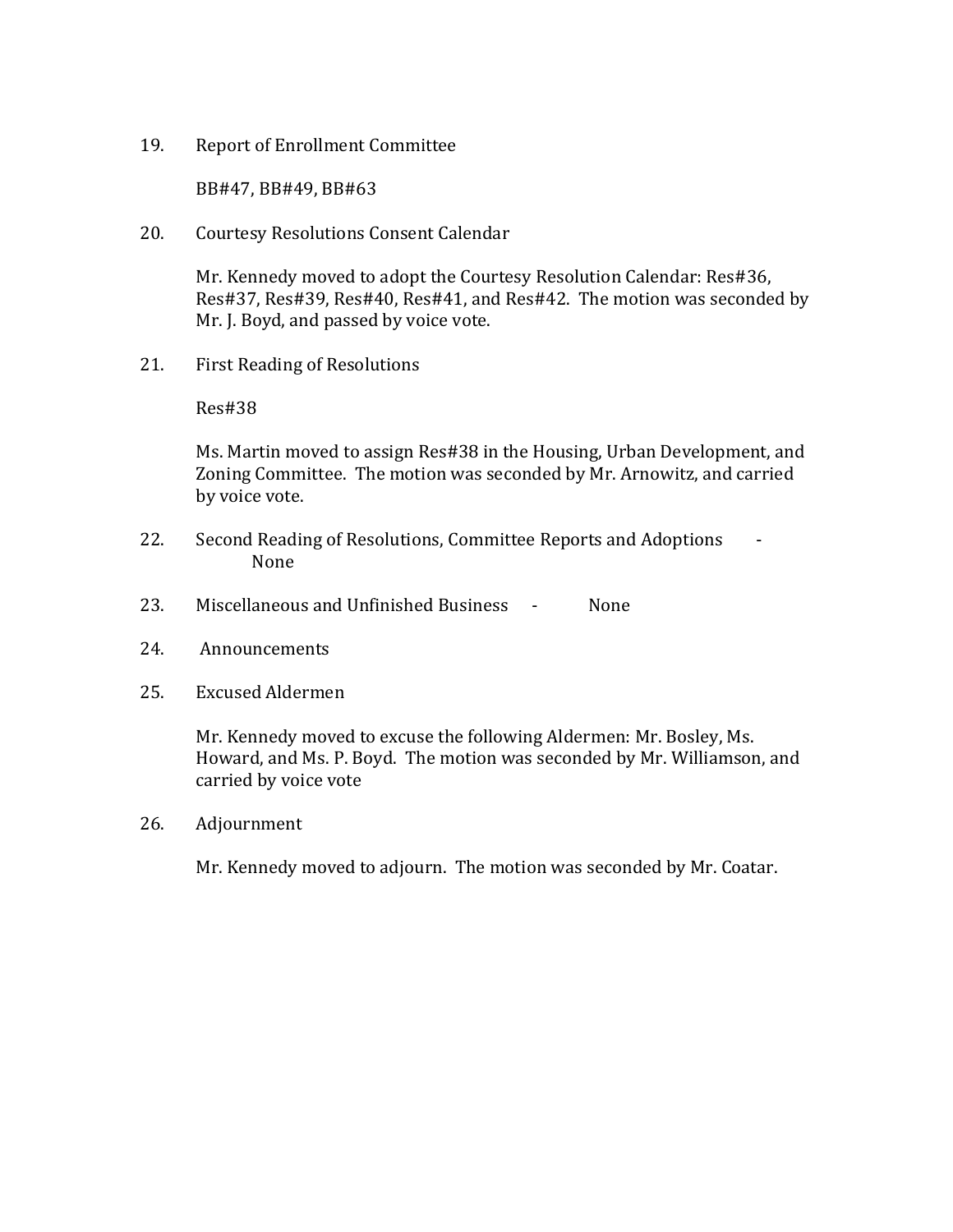19. Report of Enrollment Committee

    BB#47, BB#49, BB#63

20. Courtesy Resolutions Consent Calendar

    Mr. Kennedy moved to adopt the Courtesy Resolution Calendar: Res#36, Res#37, Res#39, Res#40, Res#41, and Res#42. The motion was seconded by Mr. J. Boyd, and passed by voice vote.

21. First Reading of Resolutions

    Res#38

    Ms. Martin moved to assign Res#38 in the Housing, Urban Development, and Zoning Committee. The motion was seconded by Mr. Arnowitz, and carried by voice vote.

22. Second Reading of Resolutions, Committee Reports and Adoptions - None

23. Miscellaneous and Unfinished Business - None

24. Announcements

25. Excused Aldermen

    Mr. Kennedy moved to excuse the following Aldermen: Mr. Bosley, Ms. Howard, and Ms. P. Boyd. The motion was seconded by Mr. Williamson, and carried by voice vote

26. Adjournment

    Mr. Kennedy moved to adjourn. The motion was seconded by Mr. Coatar.